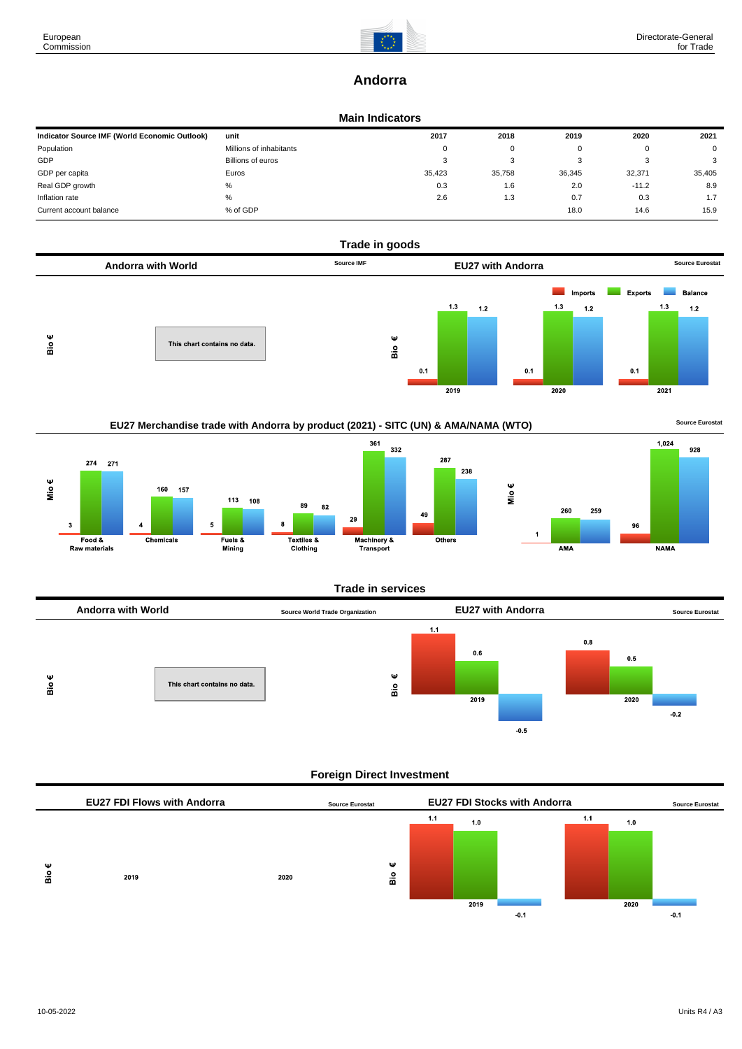# Andorra

## Main Indicators

| Indicator Source IMF (World Economic Outlook) | unit | 2017 | 2018 | 2019 | 2020 | 2021 |
|---|---|---|---|---|---|---|
| Population | Millions of inhabitants | 0 | 0 | 0 | 0 | 0 |
| GDP | Billions of euros | 3 | 3 | 3 | 3 | 3 |
| GDP per capita | Euros | 35,423 | 35,758 | 36,345 | 32,371 | 35,405 |
| Real GDP growth | % | 0.3 | 1.6 | 2.0 | -11.2 | 8.9 |
| Inflation rate | % | 2.6 | 1.3 | 0.7 | 0.3 | 1.7 |
| Current account balance | % of GDP | | | 18.0 | 14.6 | 15.9 |

## Trade in goods

### Andorra with World

Source IMF

Bio €

This chart contains no data.

### EU27 with Andorra

Source Eurostat

Bio €

| | Imports | Exports | Balance |
|---|---|---|---|
| 2019 | 0.1 | 1.3 | 1.2 |
| 2020 | 0.1 | 1.3 | 1.2 |
| 2021 | 0.1 | 1.3 | 1.2 |

## EU27 Merchandise trade with Andorra by product (2021) - SITC (UN) & AMA/NAMA (WTO)

Source Eurostat

Mio €

| | Imports | Exports | Balance |
|---|---|---|---|
| Food & Raw materials | 3 | 274 | 271 |
| Chemicals | 4 | 160 | 157 |
| Fuels & Mining | 5 | 113 | 108 |
| Textiles & Clothing | 8 | 89 | 82 |
| Machinery & Transport | 29 | 361 | 332 |
| Others | 49 | 287 | 238 |

Mio €

| | Imports | Exports | Balance |
|---|---|---|---|
| AMA | 1 | 260 | 259 |
| NAMA | 96 | 1,024 | 928 |

## Trade in services

### Andorra with World

Source World Trade Organization

Bio €

This chart contains no data.

### EU27 with Andorra

Source Eurostat

Bio €

| | Imports | Exports | Balance |
|---|---|---|---|
| 2019 | 1.1 | 0.6 | -0.5 |
| 2020 | 0.8 | 0.5 | -0.2 |

## Foreign Direct Investment

### EU27 FDI Flows with Andorra

Source Eurostat

Bio €

2019

2020

### EU27 FDI Stocks with Andorra

Source Eurostat

Bio €

| | | | |
|---|---|---|---|
| 2019 | 1.1 | 1.0 | -0.1 |
| 2020 | 1.1 | 1.0 | -0.1 |

10-05-2022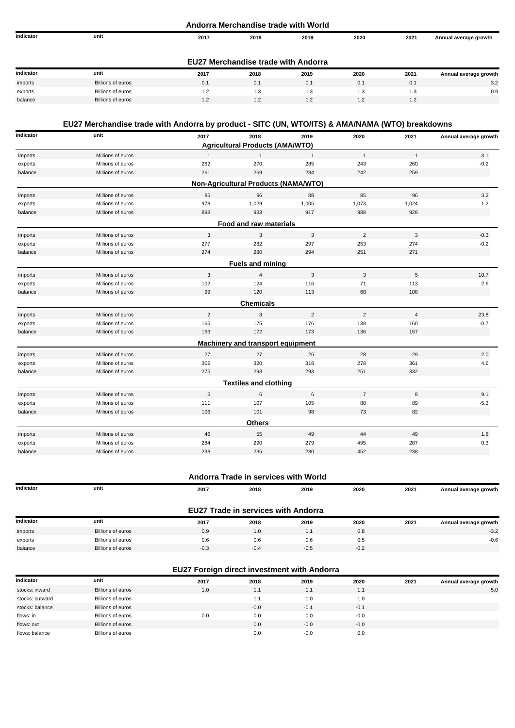## Andorra Merchandise trade with World

| indicator | unit | 2017 | 2018 | 2019 | 2020 | 2021 | Annual average growth |
|---|---|---|---|---|---|---|---|

## EU27 Merchandise trade with Andorra

| indicator | unit | 2017 | 2018 | 2019 | 2020 | 2021 | Annual average growth |
|---|---|---|---|---|---|---|---|
| imports | Billions of euros | 0.1 | 0.1 | 0.1 | 0.1 | 0.1 | 3.2 |
| exports | Billions of euros | 1.2 | 1.3 | 1.3 | 1.3 | 1.3 | 0.9 |
| balance | Billions of euros | 1.2 | 1.2 | 1.2 | 1.2 | 1.2 | |

## EU27 Merchandise trade with Andorra by product - SITC (UN, WTO/ITS) & AMA/NAMA (WTO) breakdowns

| indicator | unit | 2017 | 2018 | 2019 | 2020 | 2021 | Annual average growth |
|---|---|---|---|---|---|---|---|
| **Agricultural Products (AMA/WTO)** | | | | | | | |
| imports | Millions of euros | 1 | 1 | 1 | 1 | 1 | 3.1 |
| exports | Millions of euros | 262 | 270 | 285 | 243 | 260 | -0.2 |
| balance | Millions of euros | 261 | 269 | 284 | 242 | 259 | |
| **Non-Agricultural Products (NAMA/WTO)** | | | | | | | |
| imports | Millions of euros | 85 | 96 | 88 | 85 | 96 | 3.2 |
| exports | Millions of euros | 978 | 1,029 | 1,005 | 1,073 | 1,024 | 1.2 |
| balance | Millions of euros | 893 | 933 | 917 | 988 | 928 | |
| **Food and raw materials** | | | | | | | |
| imports | Millions of euros | 3 | 3 | 3 | 2 | 3 | -0.3 |
| exports | Millions of euros | 277 | 282 | 297 | 253 | 274 | -0.2 |
| balance | Millions of euros | 274 | 280 | 294 | 251 | 271 | |
| **Fuels and mining** | | | | | | | |
| imports | Millions of euros | 3 | 4 | 3 | 3 | 5 | 10.7 |
| exports | Millions of euros | 102 | 124 | 116 | 71 | 113 | 2.6 |
| balance | Millions of euros | 99 | 120 | 113 | 68 | 108 | |
| **Chemicals** | | | | | | | |
| imports | Millions of euros | 2 | 3 | 2 | 2 | 4 | 23.8 |
| exports | Millions of euros | 165 | 175 | 176 | 138 | 160 | -0.7 |
| balance | Millions of euros | 163 | 172 | 173 | 136 | 157 | |
| **Machinery and transport equipment** | | | | | | | |
| imports | Millions of euros | 27 | 27 | 25 | 28 | 29 | 2.0 |
| exports | Millions of euros | 302 | 320 | 318 | 278 | 361 | 4.6 |
| balance | Millions of euros | 275 | 293 | 293 | 251 | 332 | |
| **Textiles and clothing** | | | | | | | |
| imports | Millions of euros | 5 | 6 | 6 | 7 | 8 | 9.1 |
| exports | Millions of euros | 111 | 107 | 105 | 80 | 89 | -5.3 |
| balance | Millions of euros | 106 | 101 | 98 | 73 | 82 | |
| **Others** | | | | | | | |
| imports | Millions of euros | 46 | 55 | 49 | 44 | 49 | 1.8 |
| exports | Millions of euros | 284 | 290 | 279 | 495 | 287 | 0.3 |
| balance | Millions of euros | 238 | 235 | 230 | 452 | 238 | |

## Andorra Trade in services with World

| indicator | unit | 2017 | 2018 | 2019 | 2020 | 2021 | Annual average growth |
|---|---|---|---|---|---|---|---|

## EU27 Trade in services with Andorra

| indicator | unit | 2017 | 2018 | 2019 | 2020 | 2021 | Annual average growth |
|---|---|---|---|---|---|---|---|
| imports | Billions of euros | 0.9 | 1.0 | 1.1 | 0.8 | | -3.2 |
| exports | Billions of euros | 0.6 | 0.6 | 0.6 | 0.5 | | -0.6 |
| balance | Billions of euros | -0.3 | -0.4 | -0.5 | -0.2 | | |

## EU27 Foreign direct investment with Andorra

| indicator | unit | 2017 | 2018 | 2019 | 2020 | 2021 | Annual average growth |
|---|---|---|---|---|---|---|---|
| stocks: inward | Billions of euros | 1.0 | 1.1 | 1.1 | 1.1 | | 5.0 |
| stocks: outward | Billions of euros | | 1.1 | 1.0 | 1.0 | | |
| stocks: balance | Billions of euros | | -0.0 | -0.1 | -0.1 | | |
| flows: in | Billions of euros | 0.0 | 0.0 | 0.0 | -0.0 | | |
| flows: out | Billions of euros | | 0.0 | -0.0 | -0.0 | | |
| flows: balance | Billions of euros | | 0.0 | -0.0 | 0.0 | | |